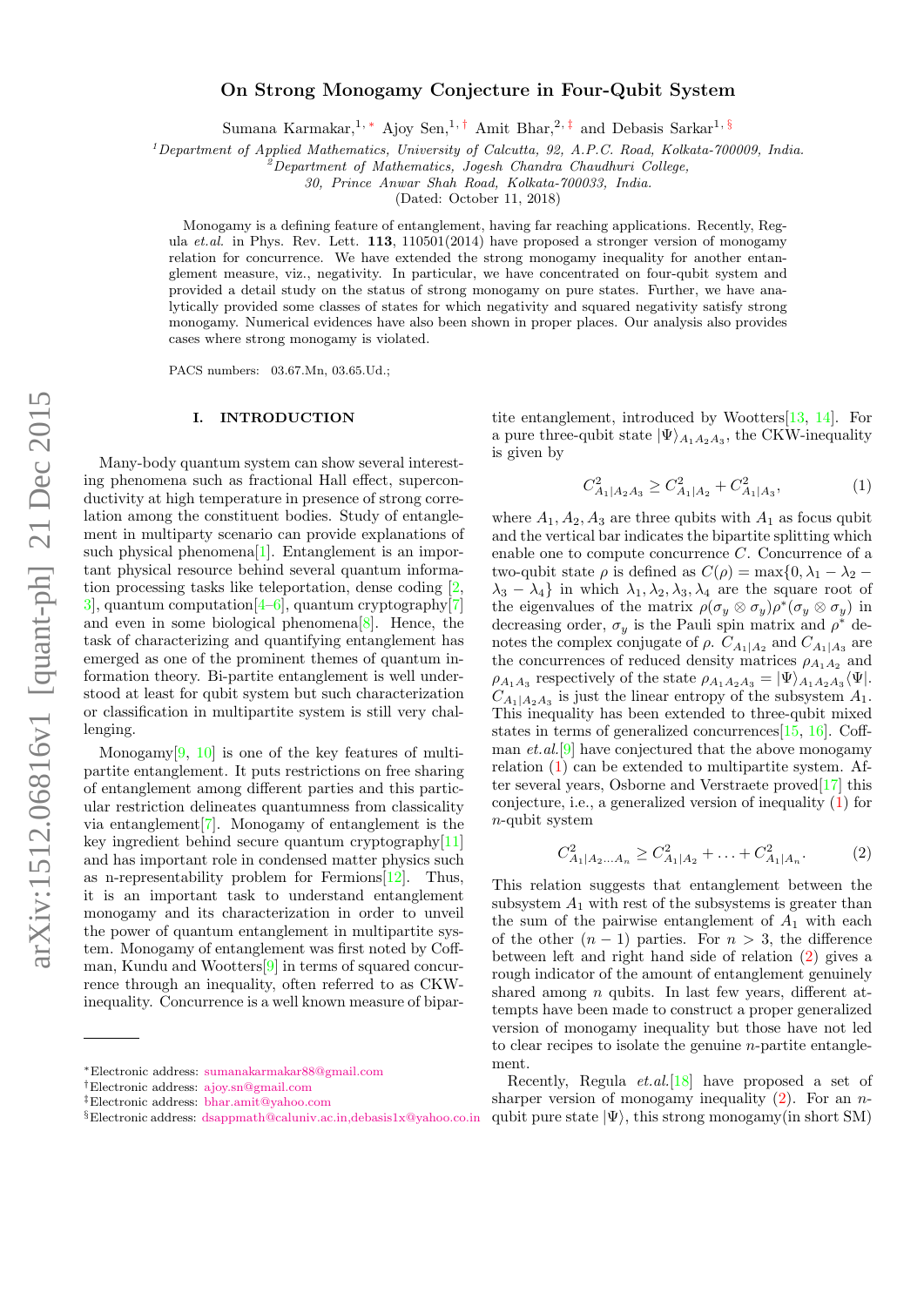# On Strong Monogamy Conjecture in Four-Qubit System

Sumana Karmakar,[1,*] Ajoy Sen,[1,†] Amit Bhar,[2,‡] and Debasis Sarkar[1,§]

[1]Department of Applied Mathematics, University of Calcutta, 92, A.P.C. Road, Kolkata-700009, India.
[2]Department of Mathematics, Jogesh Chandra Chaudhuri College, 30, Prince Anwar Shah Road, Kolkata-700033, India.

(Dated: October 11, 2018)

Monogamy is a defining feature of entanglement, having far reaching applications. Recently, Regula *et.al.* in Phys. Rev. Lett. **113**, 110501(2014) have proposed a stronger version of monogamy relation for concurrence. We have extended the strong monogamy inequality for another entanglement measure, viz., negativity. In particular, we have concentrated on four-qubit system and provided a detail study on the status of strong monogamy on pure states. Further, we have analytically provided some classes of states for which negativity and squared negativity satisfy strong monogamy. Numerical evidences have also been shown in proper places. Our analysis also provides cases where strong monogamy is violated.

PACS numbers: 03.67.Mn, 03.65.Ud.;

## I. INTRODUCTION

Many-body quantum system can show several interesting phenomena such as fractional Hall effect, superconductivity at high temperature in presence of strong correlation among the constituent bodies. Study of entanglement in multiparty scenario can provide explanations of such physical phenomena[1]. Entanglement is an important physical resource behind several quantum information processing tasks like teleportation, dense coding [2, 3], quantum computation[4–6], quantum cryptography[7] and even in some biological phenomena[8]. Hence, the task of characterizing and quantifying entanglement has emerged as one of the prominent themes of quantum information theory. Bi-partite entanglement is well understood at least for qubit system but such characterization or classification in multipartite system is still very challenging.

Monogamy[9, 10] is one of the key features of multipartite entanglement. It puts restrictions on free sharing of entanglement among different parties and this particular restriction delineates quantumness from classicality via entanglement[7]. Monogamy of entanglement is the key ingredient behind secure quantum cryptography[11] and has important role in condensed matter physics such as n-representability problem for Fermions[12]. Thus, it is an important task to understand entanglement monogamy and its characterization in order to unveil the power of quantum entanglement in multipartite system. Monogamy of entanglement was first noted by Coffman, Kundu and Wootters[9] in terms of squared concurrence through an inequality, often referred to as CKW-inequality. Concurrence is a well known measure of bipartite entanglement, introduced by Wootters[13, 14]. For a pure three-qubit state $|\Psi\rangle_{A_1A_2A_3}$, the CKW-inequality is given by

$$C^2_{A_1|A_2A_3} \geq C^2_{A_1|A_2} + C^2_{A_1|A_3}, \tag{1}$$

where $A_1, A_2, A_3$ are three qubits with $A_1$ as focus qubit and the vertical bar indicates the bipartite splitting which enable one to compute concurrence $C$. Concurrence of a two-qubit state $\rho$ is defined as $C(\rho) = \max\{0, \lambda_1 - \lambda_2 - \lambda_3 - \lambda_4\}$ in which $\lambda_1, \lambda_2, \lambda_3, \lambda_4$ are the square root of the eigenvalues of the matrix $\rho(\sigma_y \otimes \sigma_y)\rho^*(\sigma_y \otimes \sigma_y)$ in decreasing order, $\sigma_y$ is the Pauli spin matrix and $\rho^*$ denotes the complex conjugate of $\rho$. $C_{A_1|A_2}$ and $C_{A_1|A_3}$ are the concurrences of reduced density matrices $\rho_{A_1A_2}$ and $\rho_{A_1A_3}$ respectively of the state $\rho_{A_1A_2A_3} = |\Psi\rangle_{A_1A_2A_3}\langle\Psi|$. $C_{A_1|A_2A_3}$ is just the linear entropy of the subsystem $A_1$. This inequality has been extended to three-qubit mixed states in terms of generalized concurrences[15, 16]. Coffman *et.al.*[9] have conjectured that the above monogamy relation (1) can be extended to multipartite system. After several years, Osborne and Verstraete proved[17] this conjecture, i.e., a generalized version of inequality (1) for $n$-qubit system

$$C^2_{A_1|A_2\ldots A_n} \geq C^2_{A_1|A_2} + \ldots + C^2_{A_1|A_n}. \tag{2}$$

This relation suggests that entanglement between the subsystem $A_1$ with rest of the subsystems is greater than the sum of the pairwise entanglement of $A_1$ with each of the other $(n-1)$ parties. For $n > 3$, the difference between left and right hand side of relation (2) gives a rough indicator of the amount of entanglement genuinely shared among $n$ qubits. In last few years, different attempts have been made to construct a proper generalized version of monogamy inequality but those have not led to clear recipes to isolate the genuine $n$-partite entanglement.

Recently, Regula *et.al.*[18] have proposed a set of sharper version of monogamy inequality (2). For an $n$-qubit pure state $|\Psi\rangle$, this strong monogamy(in short SM)

---

*Electronic address: sumanakarmakar88@gmail.com
†Electronic address: ajoy.sn@gmail.com
‡Electronic address: bhar.amit@yahoo.com
§Electronic address: dsappmath@caluniv.ac.in,debasis1x@yahoo.co.in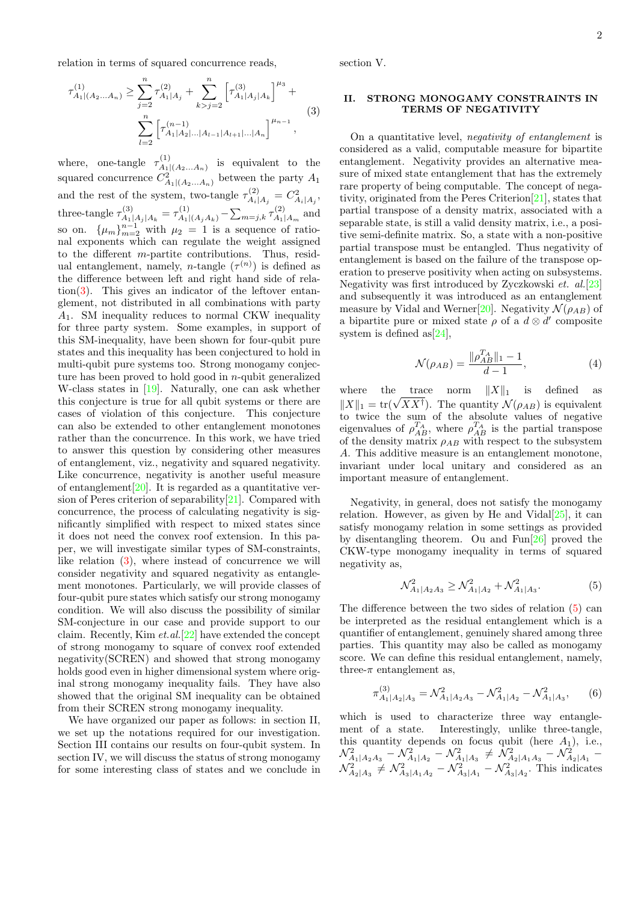relation in terms of squared concurrence reads,

$$\tau^{(1)}_{A_1|(A_2\ldots A_n)} \geq \sum_{j=2}^{n} \tau^{(2)}_{A_1|A_j} + \sum_{k>j=2}^{n} \left[\tau^{(3)}_{A_1|A_j|A_k}\right]^{\mu_3} + \sum_{l=2}^{n} \left[\tau^{(n-1)}_{A_1|A_2|\ldots|A_{l-1}|A_{l+1}|\ldots|A_n}\right]^{\mu_{n-1}}, \tag{3}$$

where, one-tangle $\tau^{(1)}_{A_1|(A_2\ldots A_n)}$ is equivalent to the squared concurrence $C^2_{A_1|(A_2\ldots A_n)}$ between the party $A_1$ and the rest of the system, two-tangle $\tau^{(2)}_{A_i|A_j} = C^2_{A_i|A_j}$, three-tangle $\tau^{(3)}_{A_1|A_j|A_k} = \tau^{(1)}_{A_1|(A_jA_k)} - \sum_{m=j,k} \tau^{(2)}_{A_1|A_m}$ and so on. $\{\mu_m\}_{m=2}^{n-1}$ with $\mu_2 = 1$ is a sequence of rational exponents which can regulate the weight assigned to the different $m$-partite contributions. Thus, residual entanglement, namely, $n$-tangle ($\tau^{(n)}$) is defined as the difference between left and right hand side of relation(3). This gives an indicator of the leftover entanglement, not distributed in all combinations with party $A_1$. SM inequality reduces to normal CKW inequality for three party system. Some examples, in support of this SM-inequality, have been shown for four-qubit pure states and this inequality has been conjectured to hold in multi-qubit pure systems too. Strong monogamy conjecture has been proved to hold good in $n$-qubit generalized W-class states in [19]. Naturally, one can ask whether this conjecture is true for all qubit systems or there are cases of violation of this conjecture. This conjecture can also be extended to other entanglement monotones rather than the concurrence. In this work, we have tried to answer this question by considering other measures of entanglement, viz., negativity and squared negativity. Like concurrence, negativity is another useful measure of entanglement[20]. It is regarded as a quantitative version of Peres criterion of separability[21]. Compared with concurrence, the process of calculating negativity is significantly simplified with respect to mixed states since it does not need the convex roof extension. In this paper, we will investigate similar types of SM-constraints, like relation (3), where instead of concurrence we will consider negativity and squared negativity as entanglement monotones. Particularly, we will provide classes of four-qubit pure states which satisfy our strong monogamy condition. We will also discuss the possibility of similar SM-conjecture in our case and provide support to our claim. Recently, Kim *et.al.*[22] have extended the concept of strong monogamy to square of convex roof extended negativity(SCREN) and showed that strong monogamy holds good even in higher dimensional system where original strong monogamy inequality fails. They have also showed that the original SM inequality can be obtained from their SCREN strong monogamy inequality.

We have organized our paper as follows: in section II, we set up the notations required for our investigation. Section III contains our results on four-qubit system. In section IV, we will discuss the status of strong monogamy for some interesting class of states and we conclude in section V.

## II. STRONG MONOGAMY CONSTRAINTS IN TERMS OF NEGATIVITY

On a quantitative level, *negativity of entanglement* is considered as a valid, computable measure for bipartite entanglement. Negativity provides an alternative measure of mixed state entanglement that has the extremely rare property of being computable. The concept of negativity, originated from the Peres Criterion[21], states that partial transpose of a density matrix, associated with a separable state, is still a valid density matrix, i.e., a positive semi-definite matrix. So, a state with a non-positive partial transpose must be entangled. Thus negativity of entanglement is based on the failure of the transpose operation to preserve positivity when acting on subsystems. Negativity was first introduced by Zyczkowski *et. al.*[23] and subsequently it was introduced as an entanglement measure by Vidal and Werner[20]. Negativity $\mathcal{N}(\rho_{AB})$ of a bipartite pure or mixed state $\rho$ of a $d \otimes d'$ composite system is defined as[24],

$$\mathcal{N}(\rho_{AB}) = \frac{\|\rho^{T_A}_{AB}\|_1 - 1}{d-1}, \tag{4}$$

where the trace norm $\|X\|_1$ is defined as $\|X\|_1 = \mathrm{tr}(\sqrt{XX^\dagger})$. The quantity $\mathcal{N}(\rho_{AB})$ is equivalent to twice the sum of the absolute values of negative eigenvalues of $\rho^{T_A}_{AB}$, where $\rho^{T_A}_{AB}$ is the partial transpose of the density matrix $\rho_{AB}$ with respect to the subsystem $A$. This additive measure is an entanglement monotone, invariant under local unitary and considered as an important measure of entanglement.

Negativity, in general, does not satisfy the monogamy relation. However, as given by He and Vidal[25], it can satisfy monogamy relation in some settings as provided by disentangling theorem. Ou and Fun[26] proved the CKW-type monogamy inequality in terms of squared negativity as,

$$\mathcal{N}^2_{A_1|A_2A_3} \geq \mathcal{N}^2_{A_1|A_2} + \mathcal{N}^2_{A_1|A_3}. \tag{5}$$

The difference between the two sides of relation (5) can be interpreted as the residual entanglement which is a quantifier of entanglement, genuinely shared among three parties. This quantity may also be called as monogamy score. We can define this residual entanglement, namely, three-$\pi$ entanglement as,

$$\pi^{(3)}_{A_1|A_2|A_3} = \mathcal{N}^2_{A_1|A_2A_3} - \mathcal{N}^2_{A_1|A_2} - \mathcal{N}^2_{A_1|A_3}, \tag{6}$$

which is used to characterize three way entanglement of a state. Interestingly, unlike three-tangle, this quantity depends on focus qubit (here $A_1$), i.e., $\mathcal{N}^2_{A_1|A_2A_3} - \mathcal{N}^2_{A_1|A_2} - \mathcal{N}^2_{A_1|A_3} \neq \mathcal{N}^2_{A_2|A_1A_3} - \mathcal{N}^2_{A_2|A_1} - \mathcal{N}^2_{A_2|A_3} \neq \mathcal{N}^2_{A_3|A_1A_2} - \mathcal{N}^2_{A_3|A_1} - \mathcal{N}^2_{A_3|A_2}$. This indicates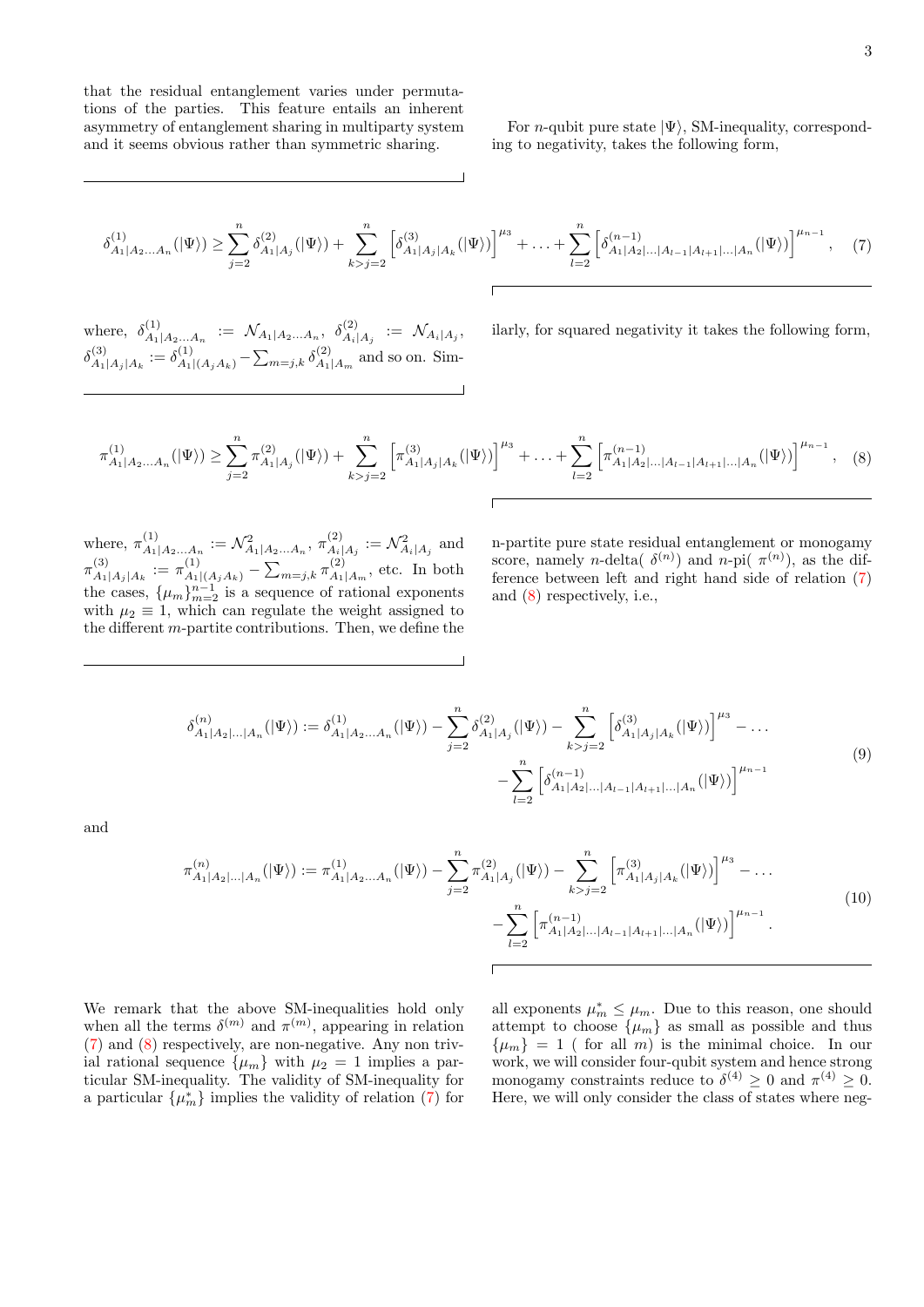that the residual entanglement varies under permutations of the parties. This feature entails an inherent asymmetry of entanglement sharing in multiparty system and it seems obvious rather than symmetric sharing.

For $n$-qubit pure state $|\Psi\rangle$, SM-inequality, corresponding to negativity, takes the following form,

$$\delta^{(1)}_{A_1|A_2\ldots A_n}(|\Psi\rangle) \geq \sum_{j=2}^{n} \delta^{(2)}_{A_1|A_j}(|\Psi\rangle) + \sum_{k>j=2}^{n} \left[\delta^{(3)}_{A_1|A_j|A_k}(|\Psi\rangle)\right]^{\mu_3} + \ldots + \sum_{l=2}^{n} \left[\delta^{(n-1)}_{A_1|A_2|\ldots|A_{l-1}|A_{l+1}|\ldots|A_n}(|\Psi\rangle)\right]^{\mu_{n-1}}, \quad (7)$$

where, $\delta^{(1)}_{A_1|A_2\ldots A_n} := \mathcal{N}_{A_1|A_2\ldots A_n}$, $\delta^{(2)}_{A_i|A_j} := \mathcal{N}_{A_i|A_j}$, $\delta^{(3)}_{A_1|A_j|A_k} := \delta^{(1)}_{A_1|(A_jA_k)} - \sum_{m=j,k} \delta^{(2)}_{A_1|A_m}$ and so on. Similarly, for squared negativity it takes the following form,

$$\pi^{(1)}_{A_1|A_2\ldots A_n}(|\Psi\rangle) \geq \sum_{j=2}^{n} \pi^{(2)}_{A_1|A_j}(|\Psi\rangle) + \sum_{k>j=2}^{n} \left[\pi^{(3)}_{A_1|A_j|A_k}(|\Psi\rangle)\right]^{\mu_3} + \ldots + \sum_{l=2}^{n} \left[\pi^{(n-1)}_{A_1|A_2|\ldots|A_{l-1}|A_{l+1}|\ldots|A_n}(|\Psi\rangle)\right]^{\mu_{n-1}}, \quad (8)$$

where, $\pi^{(1)}_{A_1|A_2\ldots A_n} := \mathcal{N}^2_{A_1|A_2\ldots A_n}$, $\pi^{(2)}_{A_i|A_j} := \mathcal{N}^2_{A_i|A_j}$ and $\pi^{(3)}_{A_1|A_j|A_k} := \pi^{(1)}_{A_1|(A_jA_k)} - \sum_{m=j,k} \pi^{(2)}_{A_1|A_m}$, etc. In both the cases, $\{\mu_m\}_{m=2}^{n-1}$ is a sequence of rational exponents with $\mu_2 \equiv 1$, which can regulate the weight assigned to the different $m$-partite contributions. Then, we define the n-partite pure state residual entanglement or monogamy score, namely $n$-delta( $\delta^{(n)}$) and $n$-pi( $\pi^{(n)}$), as the difference between left and right hand side of relation (7) and (8) respectively, i.e.,

$$\begin{aligned}\delta^{(n)}_{A_1|A_2|\ldots|A_n}(|\Psi\rangle) := \delta^{(1)}_{A_1|A_2\ldots A_n}(|\Psi\rangle) - \sum_{j=2}^{n} \delta^{(2)}_{A_1|A_j}(|\Psi\rangle) - \sum_{k>j=2}^{n} \left[\delta^{(3)}_{A_1|A_j|A_k}(|\Psi\rangle)\right]^{\mu_3} - \ldots \\ - \sum_{l=2}^{n} \left[\delta^{(n-1)}_{A_1|A_2|\ldots|A_{l-1}|A_{l+1}|\ldots|A_n}(|\Psi\rangle)\right]^{\mu_{n-1}}\end{aligned} \quad (9)$$

and

$$\begin{aligned}\pi^{(n)}_{A_1|A_2|\ldots|A_n}(|\Psi\rangle) := \pi^{(1)}_{A_1|A_2\ldots A_n}(|\Psi\rangle) - \sum_{j=2}^{n} \pi^{(2)}_{A_1|A_j}(|\Psi\rangle) - \sum_{k>j=2}^{n} \left[\pi^{(3)}_{A_1|A_j|A_k}(|\Psi\rangle)\right]^{\mu_3} - \ldots \\ - \sum_{l=2}^{n} \left[\pi^{(n-1)}_{A_1|A_2|\ldots|A_{l-1}|A_{l+1}|\ldots|A_n}(|\Psi\rangle)\right]^{\mu_{n-1}}.\end{aligned} \quad (10)$$

We remark that the above SM-inequalities hold only when all the terms $\delta^{(m)}$ and $\pi^{(m)}$, appearing in relation (7) and (8) respectively, are non-negative. Any non trivial rational sequence $\{\mu_m\}$ with $\mu_2 = 1$ implies a particular SM-inequality. The validity of SM-inequality for a particular $\{\mu^*_m\}$ implies the validity of relation (7) for all exponents $\mu^*_m \leq \mu_m$. Due to this reason, one should attempt to choose $\{\mu_m\}$ as small as possible and thus $\{\mu_m\} = 1$ ( for all $m$) is the minimal choice. In our work, we will consider four-qubit system and hence strong monogamy constraints reduce to $\delta^{(4)} \geq 0$ and $\pi^{(4)} \geq 0$. Here, we will only consider the class of states where neg-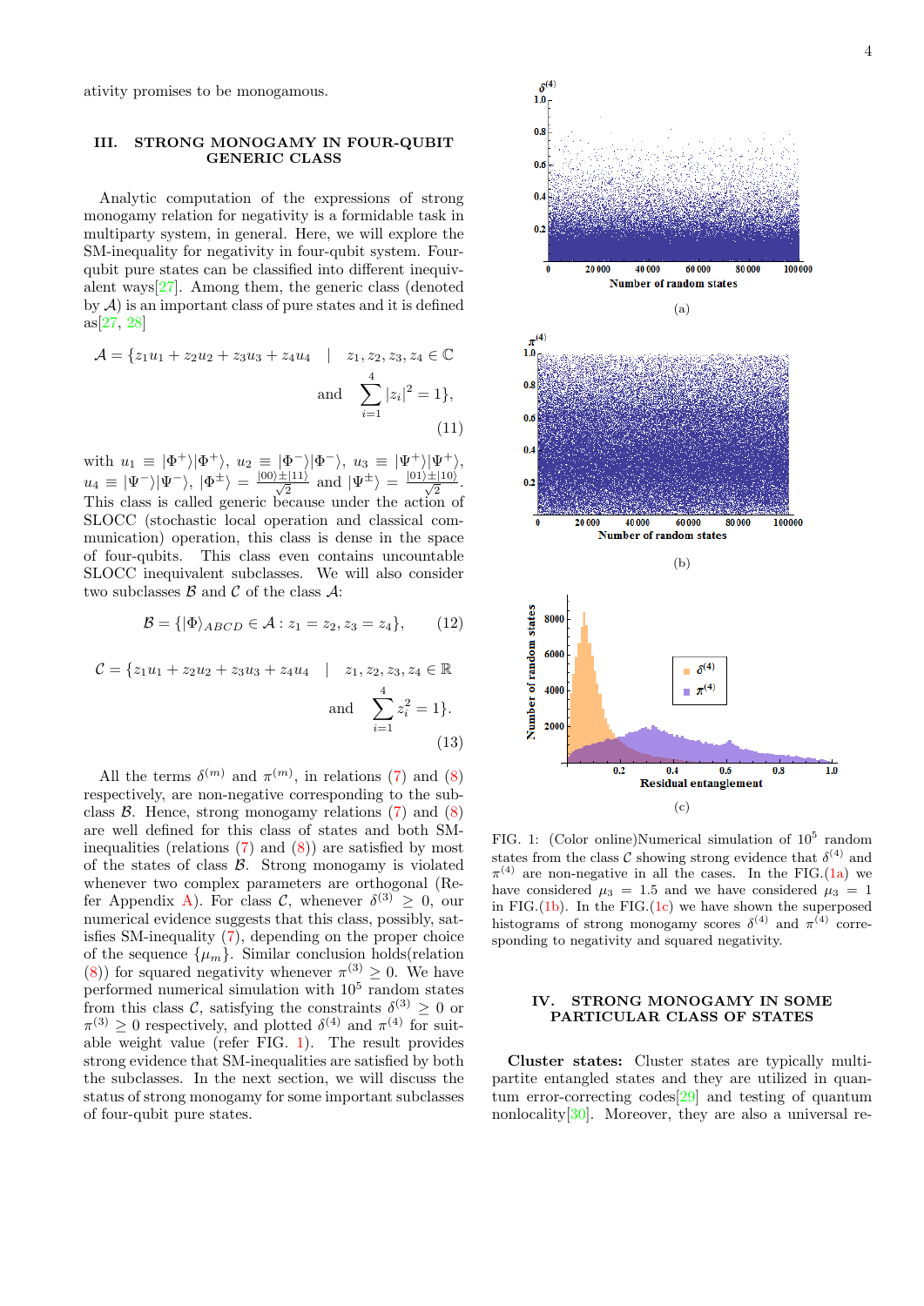ativity promises to be monogamous.

## III. STRONG MONOGAMY IN FOUR-QUBIT GENERIC CLASS

Analytic computation of the expressions of strong monogamy relation for negativity is a formidable task in multiparty system, in general. Here, we will explore the SM-inequality for negativity in four-qubit system. Four-qubit pure states can be classified into different inequivalent ways[27]. Among them, the generic class (denoted by $\mathcal{A}$) is an important class of pure states and it is defined as[27, 28]

$$\mathcal{A} = \{z_1 u_1 + z_2 u_2 + z_3 u_3 + z_4 u_4 \quad | \quad z_1, z_2, z_3, z_4 \in \mathbb{C} \text{ and } \sum_{i=1}^{4} |z_i|^2 = 1\}, \tag{11}$$

with $u_1 \equiv |\Phi^+\rangle|\Phi^+\rangle$, $u_2 \equiv |\Phi^-\rangle|\Phi^-\rangle$, $u_3 \equiv |\Psi^+\rangle|\Psi^+\rangle$, $u_4 \equiv |\Psi^-\rangle|\Psi^-\rangle$, $|\Phi^\pm\rangle = \frac{|00\rangle \pm |11\rangle}{\sqrt{2}}$ and $|\Psi^\pm\rangle = \frac{|01\rangle \pm |10\rangle}{\sqrt{2}}$. This class is called generic because under the action of SLOCC (stochastic local operation and classical communication) operation, this class is dense in the space of four-qubits. This class even contains uncountable SLOCC inequivalent subclasses. We will also consider two subclasses $\mathcal{B}$ and $\mathcal{C}$ of the class $\mathcal{A}$:

$$\mathcal{B} = \{|\Phi\rangle_{ABCD} \in \mathcal{A} : z_1 = z_2, z_3 = z_4\}, \tag{12}$$

$$\mathcal{C} = \{z_1 u_1 + z_2 u_2 + z_3 u_3 + z_4 u_4 \quad | \quad z_1, z_2, z_3, z_4 \in \mathbb{R} \text{ and } \sum_{i=1}^{4} z_i^2 = 1\}. \tag{13}$$

All the terms $\delta^{(m)}$ and $\pi^{(m)}$, in relations (7) and (8) respectively, are non-negative corresponding to the subclass $\mathcal{B}$. Hence, strong monogamy relations (7) and (8) are well defined for this class of states and both SM-inequalities (relations (7) and (8)) are satisfied by most of the states of class $\mathcal{B}$. Strong monogamy is violated whenever two complex parameters are orthogonal (Refer Appendix A). For class $\mathcal{C}$, whenever $\delta^{(3)} \geq 0$, our numerical evidence suggests that this class, possibly, satisfies SM-inequality (7), depending on the proper choice of the sequence $\{\mu_m\}$. Similar conclusion holds(relation (8)) for squared negativity whenever $\pi^{(3)} \geq 0$. We have performed numerical simulation with $10^5$ random states from this class $\mathcal{C}$, satisfying the constraints $\delta^{(3)} \geq 0$ or $\pi^{(3)} \geq 0$ respectively, and plotted $\delta^{(4)}$ and $\pi^{(4)}$ for suitable weight value (refer FIG. 1). The result provides strong evidence that SM-inequalities are satisfied by both the subclasses. In the next section, we will discuss the status of strong monogamy for some important subclasses of four-qubit pure states.

FIG. 1: (Color online)Numerical simulation of $10^5$ random states from the class $\mathcal{C}$ showing strong evidence that $\delta^{(4)}$ and $\pi^{(4)}$ are non-negative in all the cases. In the FIG.(1a) we have considered $\mu_3 = 1.5$ and we have considered $\mu_3 = 1$ in FIG.(1b). In the FIG.(1c) we have shown the superposed histograms of strong monogamy scores $\delta^{(4)}$ and $\pi^{(4)}$ corresponding to negativity and squared negativity.

## IV. STRONG MONOGAMY IN SOME PARTICULAR CLASS OF STATES

**Cluster states:** Cluster states are typically multipartite entangled states and they are utilized in quantum error-correcting codes[29] and testing of quantum nonlocality[30]. Moreover, they are also a universal re-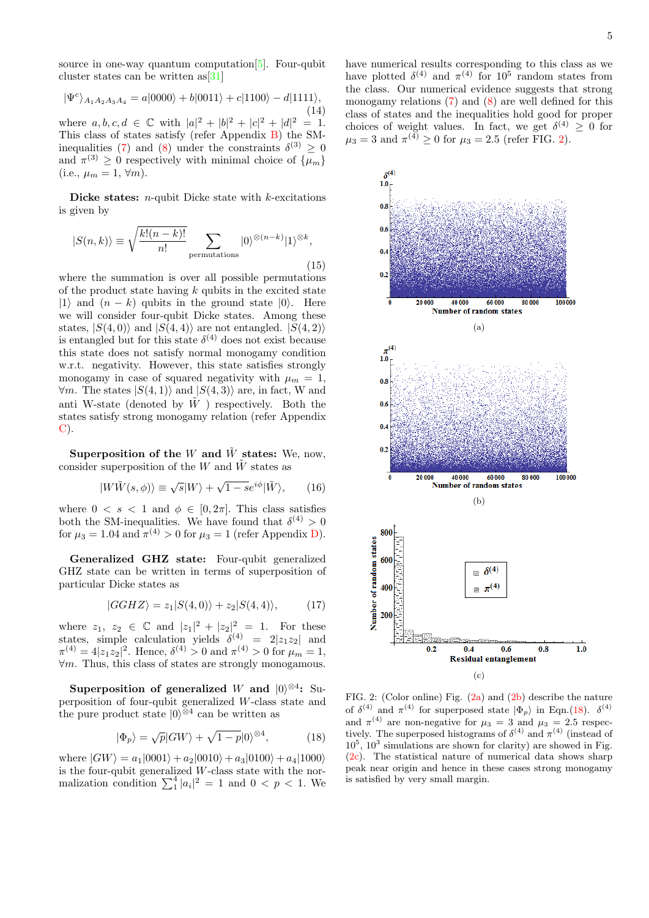source in one-way quantum computation[5]. Four-qubit cluster states can be written as[31]

$$|\Psi^c\rangle_{A_1A_2A_3A_4} = a|0000\rangle + b|0011\rangle + c|1100\rangle - d|1111\rangle, \tag{14}$$

where $a, b, c, d \in \mathbb{C}$ with $|a|^2 + |b|^2 + |c|^2 + |d|^2 = 1$. This class of states satisfy (refer Appendix B) the SM-inequalities (7) and (8) under the constraints $\delta^{(3)} \geq 0$ and $\pi^{(3)} \geq 0$ respectively with minimal choice of $\{\mu_m\}$ (i.e., $\mu_m = 1, \forall m$).

**Dicke states:** $n$-qubit Dicke state with $k$-excitations is given by

$$|S(n,k)\rangle \equiv \sqrt{\frac{k!(n-k)!}{n!}} \sum_{\text{permutations}} |0\rangle^{\otimes(n-k)}|1\rangle^{\otimes k}, \tag{15}$$

where the summation is over all possible permutations of the product state having $k$ qubits in the excited state $|1\rangle$ and $(n-k)$ qubits in the ground state $|0\rangle$. Here we will consider four-qubit Dicke states. Among these states, $|S(4,0)\rangle$ and $|S(4,4)\rangle$ are not entangled. $|S(4,2)\rangle$ is entangled but for this state $\delta^{(4)}$ does not exist because this state does not satisfy normal monogamy condition w.r.t. negativity. However, this state satisfies strongly monogamy in case of squared negativity with $\mu_m = 1$, $\forall m$. The states $|S(4,1)\rangle$ and $|S(4,3)\rangle$ are, in fact, W and anti W-state (denoted by $\tilde{W}$ ) respectively. Both the states satisfy strong monogamy relation (refer Appendix C).

**Superposition of the $W$ and $\tilde{W}$ states:** We, now, consider superposition of the $W$ and $\tilde{W}$ states as

$$|W\tilde{W}(s,\phi)\rangle \equiv \sqrt{s}|W\rangle + \sqrt{1-s}e^{i\phi}|\tilde{W}\rangle, \tag{16}$$

where $0 < s < 1$ and $\phi \in [0, 2\pi]$. This class satisfies both the SM-inequalities. We have found that $\delta^{(4)} > 0$ for $\mu_3 = 1.04$ and $\pi^{(4)} > 0$ for $\mu_3 = 1$ (refer Appendix D).

**Generalized GHZ state:** Four-qubit generalized GHZ state can be written in terms of superposition of particular Dicke states as

$$|GGHZ\rangle = z_1|S(4,0)\rangle + z_2|S(4,4)\rangle, \tag{17}$$

where $z_1$, $z_2 \in \mathbb{C}$ and $|z_1|^2 + |z_2|^2 = 1$. For these states, simple calculation yields $\delta^{(4)} = 2|z_1z_2|$ and $\pi^{(4)} = 4|z_1z_2|^2$. Hence, $\delta^{(4)} > 0$ and $\pi^{(4)} > 0$ for $\mu_m = 1$, $\forall m$. Thus, this class of states are strongly monogamous.

**Superposition of generalized $W$ and $|0\rangle^{\otimes 4}$:** Superposition of four-qubit generalized $W$-class state and the pure product state $|0\rangle^{\otimes 4}$ can be written as

$$|\Phi_p\rangle = \sqrt{p}|GW\rangle + \sqrt{1-p}|0\rangle^{\otimes 4}, \tag{18}$$

where $|GW\rangle = a_1|0001\rangle + a_2|0010\rangle + a_3|0100\rangle + a_4|1000\rangle$ is the four-qubit generalized $W$-class state with the normalization condition $\sum_1^4 |a_i|^2 = 1$ and $0 < p < 1$. We have numerical results corresponding to this class as we have plotted $\delta^{(4)}$ and $\pi^{(4)}$ for $10^5$ random states from the class. Our numerical evidence suggests that strong monogamy relations (7) and (8) are well defined for this class of states and the inequalities hold good for proper choices of weight values. In fact, we get $\delta^{(4)} \geq 0$ for $\mu_3 = 3$ and $\pi^{(4)} \geq 0$ for $\mu_3 = 2.5$ (refer FIG. 2).

FIG. 2: (Color online) Fig. (2a) and (2b) describe the nature of $\delta^{(4)}$ and $\pi^{(4)}$ for superposed state $|\Phi_p\rangle$ in Eqn.(18). $\delta^{(4)}$ and $\pi^{(4)}$ are non-negative for $\mu_3 = 3$ and $\mu_3 = 2.5$ respectively. The superposed histograms of $\delta^{(4)}$ and $\pi^{(4)}$ (instead of $10^5$, $10^3$ simulations are shown for clarity) are showed in Fig. (2c). The statistical nature of numerical data shows sharp peak near origin and hence in these cases strong monogamy is satisfied by very small margin.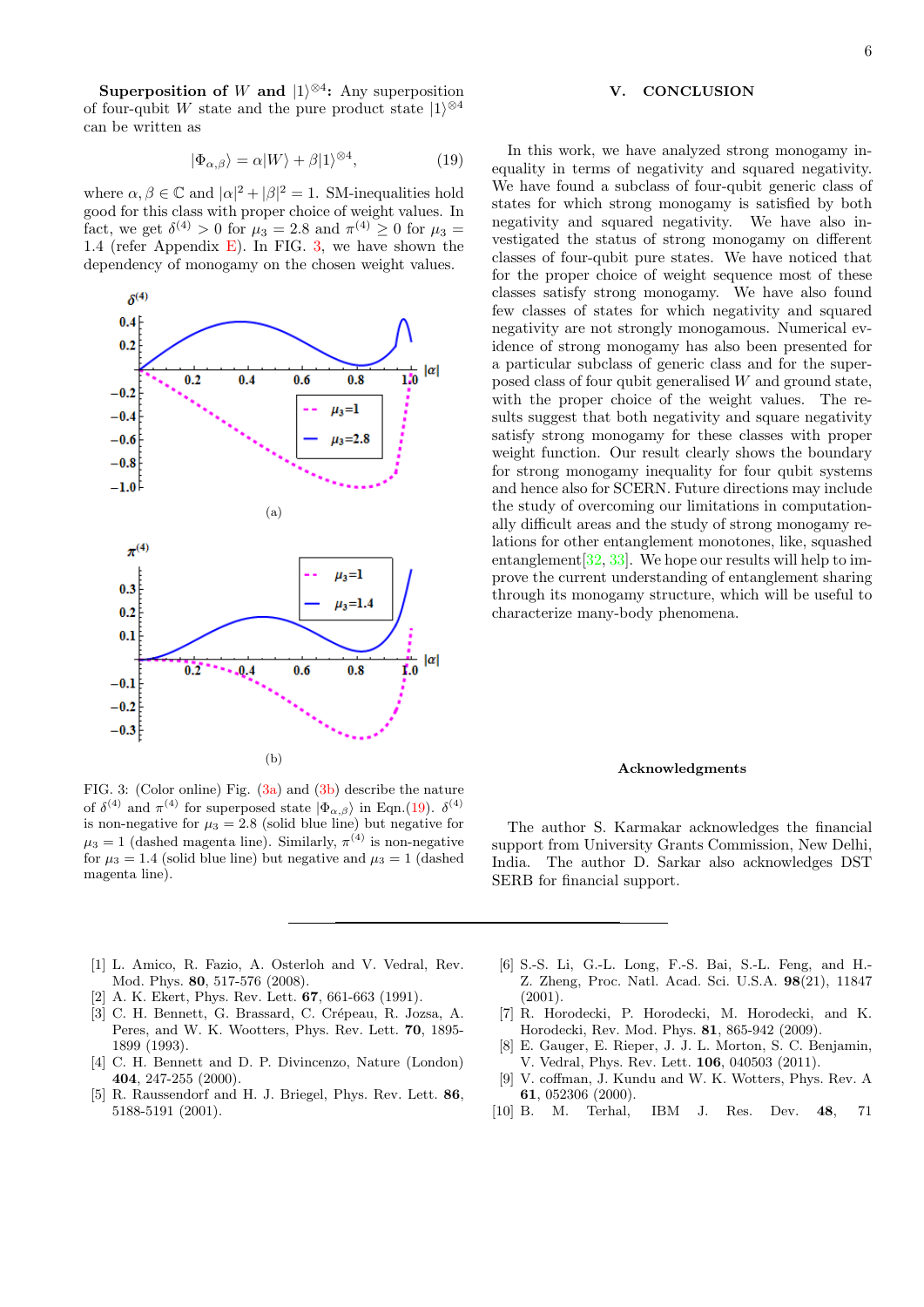**Superposition of $W$ and $|1\rangle^{\otimes 4}$:** Any superposition of four-qubit $W$ state and the pure product state $|1\rangle^{\otimes 4}$ can be written as

$$|\Phi_{\alpha,\beta}\rangle = \alpha|W\rangle + \beta|1\rangle^{\otimes 4}, \tag{19}$$

where $\alpha, \beta \in \mathbb{C}$ and $|\alpha|^2 + |\beta|^2 = 1$. SM-inequalities hold good for this class with proper choice of weight values. In fact, we get $\delta^{(4)} > 0$ for $\mu_3 = 2.8$ and $\pi^{(4)} \geq 0$ for $\mu_3 = 1.4$ (refer Appendix E). In FIG. 3, we have shown the dependency of monogamy on the chosen weight values.

(a)

(b)

FIG. 3: (Color online) Fig. (3a) and (3b) describe the nature of $\delta^{(4)}$ and $\pi^{(4)}$ for superposed state $|\Phi_{\alpha,\beta}\rangle$ in Eqn.(19). $\delta^{(4)}$ is non-negative for $\mu_3 = 2.8$ (solid blue line) but negative for $\mu_3 = 1$ (dashed magenta line). Similarly, $\pi^{(4)}$ is non-negative for $\mu_3 = 1.4$ (solid blue line) but negative and $\mu_3 = 1$ (dashed magenta line).

## V. CONCLUSION

In this work, we have analyzed strong monogamy inequality in terms of negativity and squared negativity. We have found a subclass of four-qubit generic class of states for which strong monogamy is satisfied by both negativity and squared negativity. We have also investigated the status of strong monogamy on different classes of four-qubit pure states. We have noticed that for the proper choice of weight sequence most of these classes satisfy strong monogamy. We have also found few classes of states for which negativity and squared negativity are not strongly monogamous. Numerical evidence of strong monogamy has also been presented for a particular subclass of generic class and for the superposed class of four qubit generalised $W$ and ground state, with the proper choice of the weight values. The results suggest that both negativity and square negativity satisfy strong monogamy for these classes with proper weight function. Our result clearly shows the boundary for strong monogamy inequality for four qubit systems and hence also for SCERN. Future directions may include the study of overcoming our limitations in computationally difficult areas and the study of strong monogamy relations for other entanglement monotones, like, squashed entanglement[32, 33]. We hope our results will help to improve the current understanding of entanglement sharing through its monogamy structure, which will be useful to characterize many-body phenomena.

### Acknowledgments

The author S. Karmakar acknowledges the financial support from University Grants Commission, New Delhi, India. The author D. Sarkar also acknowledges DST SERB for financial support.

---

[1] L. Amico, R. Fazio, A. Osterloh and V. Vedral, Rev. Mod. Phys. **80**, 517-576 (2008).

[2] A. K. Ekert, Phys. Rev. Lett. **67**, 661-663 (1991).

[3] C. H. Bennett, G. Brassard, C. Crépeau, R. Jozsa, A. Peres, and W. K. Wootters, Phys. Rev. Lett. **70**, 1895-1899 (1993).

[4] C. H. Bennett and D. P. Divincenzo, Nature (London) **404**, 247-255 (2000).

[5] R. Raussendorf and H. J. Briegel, Phys. Rev. Lett. **86**, 5188-5191 (2001).

[6] S.-S. Li, G.-L. Long, F.-S. Bai, S.-L. Feng, and H.-Z. Zheng, Proc. Natl. Acad. Sci. U.S.A. **98**(21), 11847 (2001).

[7] R. Horodecki, P. Horodecki, M. Horodecki, and K. Horodecki, Rev. Mod. Phys. **81**, 865-942 (2009).

[8] E. Gauger, E. Rieper, J. J. L. Morton, S. C. Benjamin, V. Vedral, Phys. Rev. Lett. **106**, 040503 (2011).

[9] V. coffman, J. Kundu and W. K. Wotters, Phys. Rev. A **61**, 052306 (2000).

[10] B. M. Terhal, IBM J. Res. Dev. **48**, 71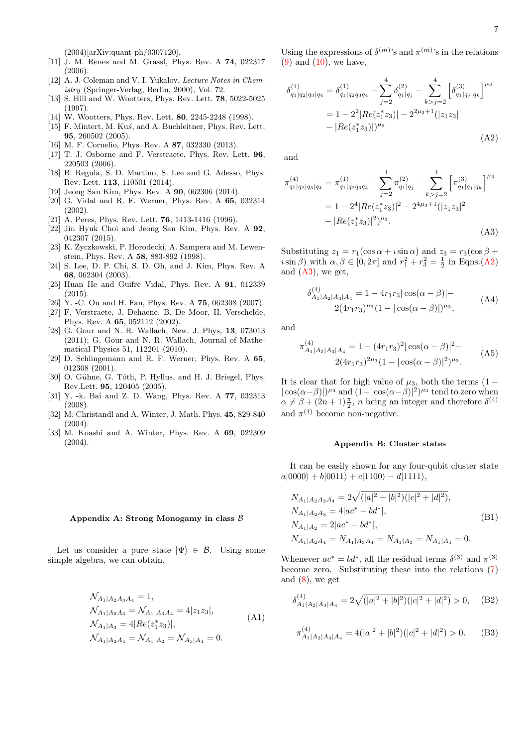(2004)[arXiv:quant-ph/0307120].

[11] J. M. Renes and M. Grassl, Phys. Rev. A **74**, 022317 (2006).

[12] A. J. Coleman and V. I. Yukalov, *Lecture Notes in Chemistry* (Springer-Verlag, Berlin, 2000), Vol. 72.

[13] S. Hill and W. Wootters, Phys. Rev. Lett. **78**, 5022-5025 (1997).

[14] W. Wootters, Phys. Rev. Lett. **80**, 2245-2248 (1998).

[15] F. Mintert, M. Kuś, and A. Buchleitner, Phys. Rev. Lett. **95**, 260502 (2005).

[16] M. F. Cornelio, Phys. Rev. A **87**, 032330 (2013).

[17] T. J. Osborne and F. Verstraete, Phys. Rev. Lett. **96**, 220503 (2006).

[18] B. Regula, S. D. Martino, S. Lee and G. Adesso, Phys. Rev. Lett. **113**, 110501 (2014).

[19] Jeong San Kim, Phys. Rev. A **90**, 062306 (2014).

[20] G. Vidal and R. F. Werner, Phys. Rev. A **65**, 032314 (2002).

[21] A. Peres, Phys. Rev. Lett. **76**, 1413-1416 (1996).

[22] Jin Hyuk Choi and Jeong San Kim, Phys. Rev. A **92**, 042307 (2015).

[23] K. Zyczkowski, P. Horodecki, A. Sampera and M. Lewenstein, Phys. Rev. A **58**, 883-892 (1998).

[24] S. Lee, D. P. Chi, S. D. Oh, and J. Kim, Phys. Rev. A **68**, 062304 (2003).

[25] Huan He and Guifre Vidal, Phys. Rev. A **91**, 012339 (2015).

[26] Y. -C. Ou and H. Fan, Phys. Rev. A **75**, 062308 (2007).

[27] F. Verstraete, J. Dehaene, B. De Moor, H. Verschelde, Phys. Rev. A **65**, 052112 (2002).

[28] G. Gour and N. R. Wallach, New. J. Phys, **13**, 073013 (2011); G. Gour and N. R. Wallach, Journal of Mathematical Physics 51, 112201 (2010).

[29] D. Schlingemann and R. F. Werner, Phys. Rev. A **65**, 012308 (2001).

[30] O. Gühne, G. Tóth, P. Hyllus, and H. J. Briegel, Phys. Rev.Lett. **95**, 120405 (2005).

[31] Y. -k. Bai and Z. D. Wang, Phys. Rev. A **77**, 032313 (2008).

[32] M. Christandl and A. Winter, J. Math. Phys. **45**, 829-840 (2004).

[33] M. Koashi and A. Winter, Phys. Rev. A **69**, 022309 (2004).

### Appendix A: Strong Monogamy in class $\mathcal{B}$

Let us consider a pure state $|\Psi\rangle \in \mathcal{B}$. Using some simple algebra, we can obtain,

$$
\begin{aligned}
&\mathcal{N}_{A_1|A_2A_3A_4} = 1,\\
&\mathcal{N}_{A_1|A_2A_3} = \mathcal{N}_{A_1|A_3A_4} = 4|z_1z_3|,\\
&\mathcal{N}_{A_1|A_3} = 4|Re(z_1^*z_3)|,\\
&\mathcal{N}_{A_1|A_2A_4} = \mathcal{N}_{A_1|A_2} = \mathcal{N}_{A_1|A_4} = 0.
\end{aligned} \tag{A1}
$$

Using the expressions of $\delta^{(m)}$'s and $\pi^{(m)}$'s in the relations (9) and (10), we have,

$$
\begin{aligned}
\delta^{(4)}_{q_1|q_2|q_3|q_4} &= \delta^{(1)}_{q_1|q_2q_3q_4} - \sum_{j=2}^{4}\delta^{(2)}_{q_1|q_j} - \sum_{k>j=2}^{4}\left[\delta^{(3)}_{q_1|q_j|q_k}\right]^{\mu_3}\\
&= 1 - 2^2|Re(z_1^*z_3)| - 2^{2\mu_3+1}(|z_1z_3|\\
&\quad - |Re(z_1^*z_3)|)^{\mu_3}
\end{aligned} \tag{A2}
$$

and

$$
\begin{aligned}
\pi^{(4)}_{q_1|q_2|q_3|q_4} &= \pi^{(1)}_{q_1|q_2q_3q_4} - \sum_{j=2}^{4}\pi^{(2)}_{q_1|q_j} - \sum_{k>j=2}^{4}\left[\pi^{(3)}_{q_1|q_j|q_k}\right]^{\mu_3}\\
&= 1 - 2^4|Re(z_1^*z_3)|^2 - 2^{4\mu_3+1}(|z_1z_3|^2\\
&\quad - |Re(z_1^*z_3)|^2)^{\mu_3}.
\end{aligned} \tag{A3}
$$

Substituting $z_1 = r_1(\cos\alpha + \imath\sin\alpha)$ and $z_3 = r_3(\cos\beta + \imath\sin\beta)$ with $\alpha, \beta \in [0, 2\pi]$ and $r_1^2 + r_3^2 = \frac{1}{2}$ in Eqns.(A2) and (A3), we get,

$$
\begin{aligned}
\delta^{(4)}_{A_1|A_2|A_3|A_4} = 1 - 4r_1r_3|\cos(\alpha-\beta)| -\\
2(4r_1r_3)^{\mu_3}(1 - |\cos(\alpha-\beta)|)^{\mu_3},
\end{aligned} \tag{A4}
$$

and

$$
\begin{aligned}
\pi^{(4)}_{A_1|A_2|A_3|A_4} = 1 - (4r_1r_3)^2|\cos(\alpha-\beta)|^2 -\\
2(4r_1r_3)^{2\mu_3}(1 - |\cos(\alpha-\beta)|^2)^{\mu_3}.
\end{aligned} \tag{A5}
$$

It is clear that for high value of $\mu_3$, both the terms $(1 - |\cos(\alpha-\beta)|)^{\mu_3}$ and $(1 - |\cos(\alpha-\beta)|^2)^{\mu_3}$ tend to zero when $\alpha \neq \beta + (2n+1)\frac{\pi}{2}$, $n$ being an integer and therefore $\delta^{(4)}$ and $\pi^{(4)}$ become non-negative.

### Appendix B: Cluster states

It can be easily shown for any four-qubit cluster state $a|0000\rangle + b|0011\rangle + c|1100\rangle - d|1111\rangle$,

$$
\begin{aligned}
&N_{A_1|A_2A_3A_4} = 2\sqrt{(|a|^2+|b|^2)(|c|^2+|d|^2)},\\
&N_{A_1|A_2A_3} = 4|ac^* - bd^*|,\\
&N_{A_1|A_2} = 2|ac^* - bd^*|,\\
&N_{A_1|A_2A_4} = N_{A_1|A_3A_4} = N_{A_1|A_3} = N_{A_1|A_4} = 0.
\end{aligned} \tag{B1}
$$

Whenever $ac^* = bd^*$, all the residual terms $\delta^{(3)}$ and $\pi^{(3)}$ become zero. Substituting these into the relations (7) and (8), we get

$$
\delta^{(4)}_{A_1|A_2|A_3|A_4} = 2\sqrt{(|a|^2+|b|^2)(|c|^2+|d|^2)} > 0, \tag{B2}
$$

$$
\pi^{(4)}_{A_1|A_2|A_3|A_4} = 4(|a|^2+|b|^2)(|c|^2+|d|^2) > 0. \tag{B3}
$$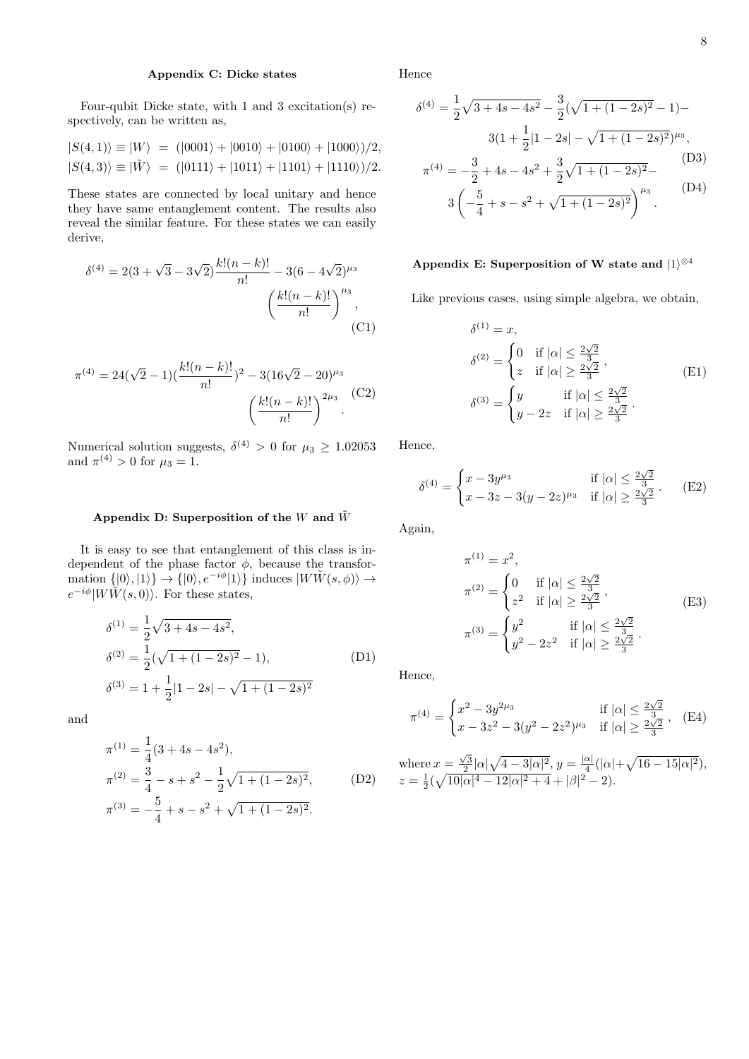### Appendix C: Dicke states

Four-qubit Dicke state, with 1 and 3 excitation(s) respectively, can be written as,

$$
\begin{aligned}
|S(4,1)\rangle \equiv |W\rangle &= (|0001\rangle + |0010\rangle + |0100\rangle + |1000\rangle)/2, \\
|S(4,3)\rangle \equiv |\tilde{W}\rangle &= (|0111\rangle + |1011\rangle + |1101\rangle + |1110\rangle)/2.
\end{aligned}
$$

These states are connected by local unitary and hence they have same entanglement content. The results also reveal the similar feature. For these states we can easily derive,

$$
\delta^{(4)} = 2(3+\sqrt{3}-3\sqrt{2})\frac{k!(n-k)!}{n!} - 3(6-4\sqrt{2})^{\mu_3} \left(\frac{k!(n-k)!}{n!}\right)^{\mu_3}, \tag{C1}
$$

$$
\pi^{(4)} = 24(\sqrt{2}-1)\left(\frac{k!(n-k)!}{n!}\right)^2 - 3(16\sqrt{2}-20)^{\mu_3} \left(\frac{k!(n-k)!}{n!}\right)^{2\mu_3}. \tag{C2}
$$

Numerical solution suggests, $\delta^{(4)} > 0$ for $\mu_3 \geq 1.02053$ and $\pi^{(4)} > 0$ for $\mu_3 = 1$.

### Appendix D: Superposition of the $W$ and $\tilde{W}$

It is easy to see that entanglement of this class is independent of the phase factor $\phi$, because the transformation $\{|0\rangle, |1\rangle\} \rightarrow \{|0\rangle, e^{-i\phi}|1\rangle\}$ induces $|W\tilde{W}(s,\phi)\rangle \rightarrow e^{-i\phi}|W\tilde{W}(s,0)\rangle$. For these states,

$$
\begin{aligned}
\delta^{(1)} &= \frac{1}{2}\sqrt{3+4s-4s^2}, \\
\delta^{(2)} &= \frac{1}{2}(\sqrt{1+(1-2s)^2}-1), \\
\delta^{(3)} &= 1+\frac{1}{2}|1-2s| - \sqrt{1+(1-2s)^2}
\end{aligned} \tag{D1}
$$

and

$$
\begin{aligned}
\pi^{(1)} &= \frac{1}{4}(3+4s-4s^2), \\
\pi^{(2)} &= \frac{3}{4} - s + s^2 - \frac{1}{2}\sqrt{1+(1-2s)^2}, \\
\pi^{(3)} &= -\frac{5}{4} + s - s^2 + \sqrt{1+(1-2s)^2}.
\end{aligned} \tag{D2}
$$

Hence

$$
\delta^{(4)} = \frac{1}{2}\sqrt{3+4s-4s^2} - \frac{3}{2}(\sqrt{1+(1-2s)^2}-1) - 3(1+\frac{1}{2}|1-2s| - \sqrt{1+(1-2s)^2})^{\mu_3}, \tag{D3}
$$

$$
\pi^{(4)} = -\frac{3}{2} + 4s - 4s^2 + \frac{3}{2}\sqrt{1+(1-2s)^2} - 3\left(-\frac{5}{4} + s - s^2 + \sqrt{1+(1-2s)^2}\right)^{\mu_3}. \tag{D4}
$$

### Appendix E: Superposition of W state and $|1\rangle^{\otimes 4}$

Like previous cases, using simple algebra, we obtain,

$$
\begin{aligned}
\delta^{(1)} &= x, \\
\delta^{(2)} &= \begin{cases} 0 & \text{if } |\alpha| \leq \frac{2\sqrt{2}}{3} \\ z & \text{if } |\alpha| \geq \frac{2\sqrt{2}}{3} \end{cases}, \\
\delta^{(3)} &= \begin{cases} y & \text{if } |\alpha| \leq \frac{2\sqrt{2}}{3} \\ y-2z & \text{if } |\alpha| \geq \frac{2\sqrt{2}}{3} \end{cases}.
\end{aligned} \tag{E1}
$$

Hence,

$$
\delta^{(4)} = \begin{cases} x - 3y^{\mu_3} & \text{if } |\alpha| \leq \frac{2\sqrt{2}}{3} \\ x - 3z - 3(y-2z)^{\mu_3} & \text{if } |\alpha| \geq \frac{2\sqrt{2}}{3} \end{cases}. \tag{E2}
$$

Again,

$$
\begin{aligned}
\pi^{(1)} &= x^2, \\
\pi^{(2)} &= \begin{cases} 0 & \text{if } |\alpha| \leq \frac{2\sqrt{2}}{3} \\ z^2 & \text{if } |\alpha| \geq \frac{2\sqrt{2}}{3} \end{cases}, \\
\pi^{(3)} &= \begin{cases} y^2 & \text{if } |\alpha| \leq \frac{2\sqrt{2}}{3} \\ y^2 - 2z^2 & \text{if } |\alpha| \geq \frac{2\sqrt{2}}{3} \end{cases}.
\end{aligned} \tag{E3}
$$

Hence,

$$
\pi^{(4)} = \begin{cases} x^2 - 3y^{2\mu_3} & \text{if } |\alpha| \leq \frac{2\sqrt{2}}{3} \\ x - 3z^2 - 3(y^2 - 2z^2)^{\mu_3} & \text{if } |\alpha| \geq \frac{2\sqrt{2}}{3} \end{cases}, \tag{E4}
$$

where $x = \frac{\sqrt{3}}{2}|\alpha|\sqrt{4-3|\alpha|^2}$, $y = \frac{|\alpha|}{4}(|\alpha| + \sqrt{16-15|\alpha|^2})$, $z = \frac{1}{2}(\sqrt{10|\alpha|^4 - 12|\alpha|^2 + 4} + |\beta|^2 - 2)$.